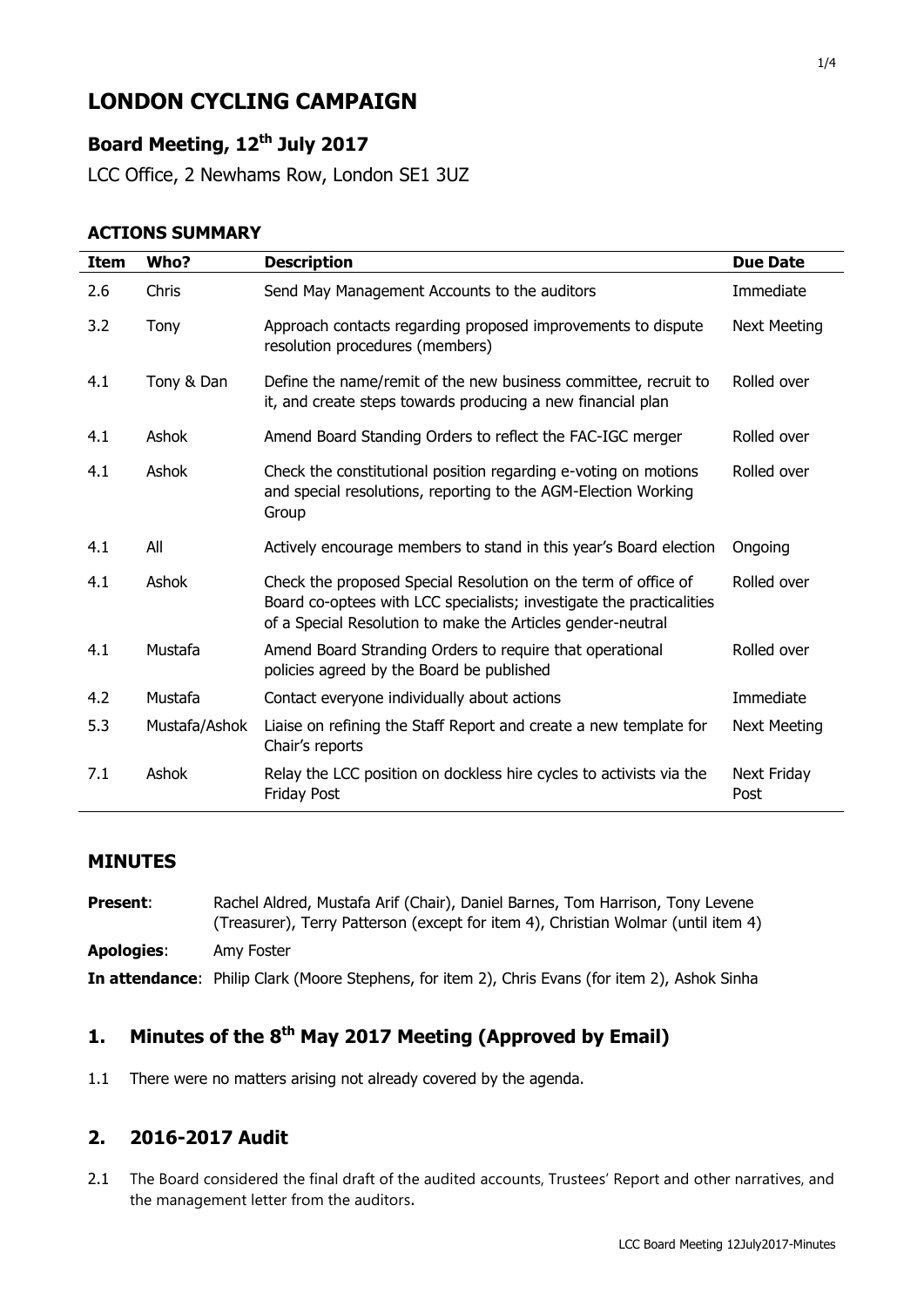# LONDON CYCLING CAMPAIGN

## Board Meeting, 12th July 2017

LCC Office, 2 Newhams Row, London SE1 3UZ

### ACTIONS SUMMARY

| Item | Who? | Description | Due Date |
|---|---|---|---|
| 2.6 | Chris | Send May Management Accounts to the auditors | Immediate |
| 3.2 | Tony | Approach contacts regarding proposed improvements to dispute resolution procedures (members) | Next Meeting |
| 4.1 | Tony & Dan | Define the name/remit of the new business committee, recruit to it, and create steps towards producing a new financial plan | Rolled over |
| 4.1 | Ashok | Amend Board Standing Orders to reflect the FAC-IGC merger | Rolled over |
| 4.1 | Ashok | Check the constitutional position regarding e-voting on motions and special resolutions, reporting to the AGM-Election Working Group | Rolled over |
| 4.1 | All | Actively encourage members to stand in this year's Board election | Ongoing |
| 4.1 | Ashok | Check the proposed Special Resolution on the term of office of Board co-optees with LCC specialists; investigate the practicalities of a Special Resolution to make the Articles gender-neutral | Rolled over |
| 4.1 | Mustafa | Amend Board Stranding Orders to require that operational policies agreed by the Board be published | Rolled over |
| 4.2 | Mustafa | Contact everyone individually about actions | Immediate |
| 5.3 | Mustafa/Ashok | Liaise on refining the Staff Report and create a new template for Chair's reports | Next Meeting |
| 7.1 | Ashok | Relay the LCC position on dockless hire cycles to activists via the Friday Post | Next Friday Post |

### MINUTES

**Present**: Rachel Aldred, Mustafa Arif (Chair), Daniel Barnes, Tom Harrison, Tony Levene (Treasurer), Terry Patterson (except for item 4), Christian Wolmar (until item 4)

**Apologies**: Amy Foster

**In attendance**: Philip Clark (Moore Stephens, for item 2), Chris Evans (for item 2), Ashok Sinha

## 1. Minutes of the 8th May 2017 Meeting (Approved by Email)

1.1 There were no matters arising not already covered by the agenda.

## 2. 2016-2017 Audit

2.1 The Board considered the final draft of the audited accounts, Trustees' Report and other narratives, and the management letter from the auditors.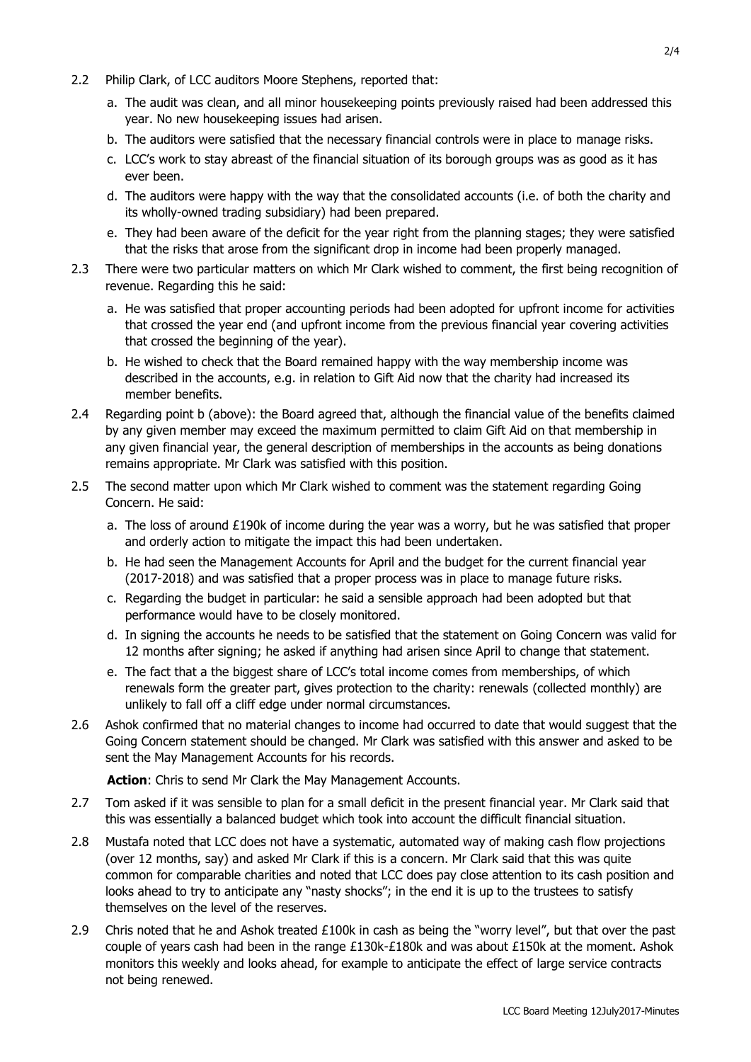2.2 Philip Clark, of LCC auditors Moore Stephens, reported that:

   a. The audit was clean, and all minor housekeeping points previously raised had been addressed this year. No new housekeeping issues had arisen.
   b. The auditors were satisfied that the necessary financial controls were in place to manage risks.
   c. LCC's work to stay abreast of the financial situation of its borough groups was as good as it has ever been.
   d. The auditors were happy with the way that the consolidated accounts (i.e. of both the charity and its wholly-owned trading subsidiary) had been prepared.
   e. They had been aware of the deficit for the year right from the planning stages; they were satisfied that the risks that arose from the significant drop in income had been properly managed.

2.3 There were two particular matters on which Mr Clark wished to comment, the first being recognition of revenue. Regarding this he said:

   a. He was satisfied that proper accounting periods had been adopted for upfront income for activities that crossed the year end (and upfront income from the previous financial year covering activities that crossed the beginning of the year).
   b. He wished to check that the Board remained happy with the way membership income was described in the accounts, e.g. in relation to Gift Aid now that the charity had increased its member benefits.

2.4 Regarding point b (above): the Board agreed that, although the financial value of the benefits claimed by any given member may exceed the maximum permitted to claim Gift Aid on that membership in any given financial year, the general description of memberships in the accounts as being donations remains appropriate. Mr Clark was satisfied with this position.

2.5 The second matter upon which Mr Clark wished to comment was the statement regarding Going Concern. He said:

   a. The loss of around £190k of income during the year was a worry, but he was satisfied that proper and orderly action to mitigate the impact this had been undertaken.
   b. He had seen the Management Accounts for April and the budget for the current financial year (2017-2018) and was satisfied that a proper process was in place to manage future risks.
   c. Regarding the budget in particular: he said a sensible approach had been adopted but that performance would have to be closely monitored.
   d. In signing the accounts he needs to be satisfied that the statement on Going Concern was valid for 12 months after signing; he asked if anything had arisen since April to change that statement.
   e. The fact that a the biggest share of LCC's total income comes from memberships, of which renewals form the greater part, gives protection to the charity: renewals (collected monthly) are unlikely to fall off a cliff edge under normal circumstances.

2.6 Ashok confirmed that no material changes to income had occurred to date that would suggest that the Going Concern statement should be changed. Mr Clark was satisfied with this answer and asked to be sent the May Management Accounts for his records.

   **Action**: Chris to send Mr Clark the May Management Accounts.

2.7 Tom asked if it was sensible to plan for a small deficit in the present financial year. Mr Clark said that this was essentially a balanced budget which took into account the difficult financial situation.

2.8 Mustafa noted that LCC does not have a systematic, automated way of making cash flow projections (over 12 months, say) and asked Mr Clark if this is a concern. Mr Clark said that this was quite common for comparable charities and noted that LCC does pay close attention to its cash position and looks ahead to try to anticipate any "nasty shocks"; in the end it is up to the trustees to satisfy themselves on the level of the reserves.

2.9 Chris noted that he and Ashok treated £100k in cash as being the "worry level", but that over the past couple of years cash had been in the range £130k-£180k and was about £150k at the moment. Ashok monitors this weekly and looks ahead, for example to anticipate the effect of large service contracts not being renewed.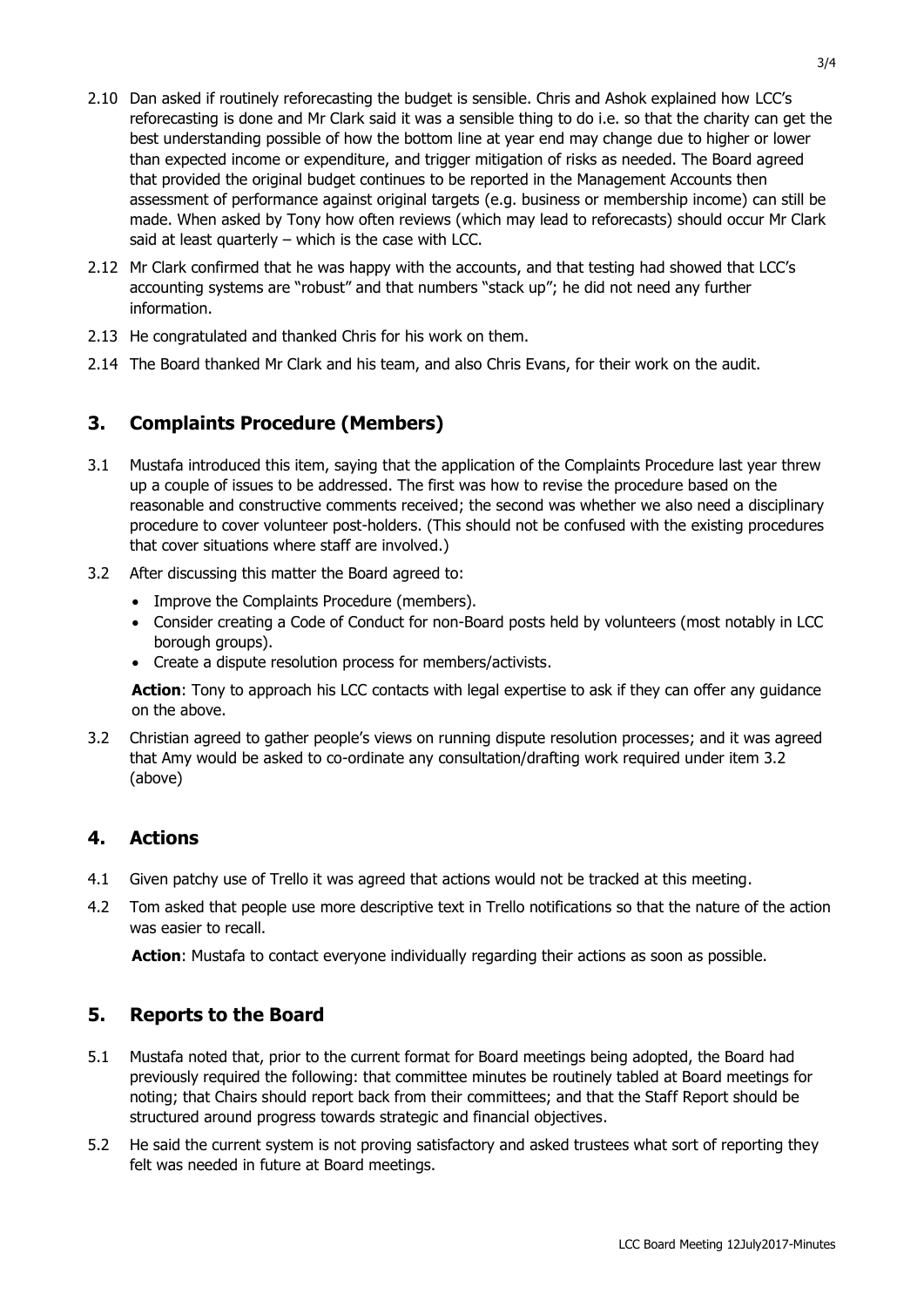2.10 Dan asked if routinely reforecasting the budget is sensible. Chris and Ashok explained how LCC's reforecasting is done and Mr Clark said it was a sensible thing to do i.e. so that the charity can get the best understanding possible of how the bottom line at year end may change due to higher or lower than expected income or expenditure, and trigger mitigation of risks as needed. The Board agreed that provided the original budget continues to be reported in the Management Accounts then assessment of performance against original targets (e.g. business or membership income) can still be made. When asked by Tony how often reviews (which may lead to reforecasts) should occur Mr Clark said at least quarterly – which is the case with LCC.

2.12 Mr Clark confirmed that he was happy with the accounts, and that testing had showed that LCC's accounting systems are "robust" and that numbers "stack up"; he did not need any further information.

2.13 He congratulated and thanked Chris for his work on them.

2.14 The Board thanked Mr Clark and his team, and also Chris Evans, for their work on the audit.

## 3. Complaints Procedure (Members)

3.1 Mustafa introduced this item, saying that the application of the Complaints Procedure last year threw up a couple of issues to be addressed. The first was how to revise the procedure based on the reasonable and constructive comments received; the second was whether we also need a disciplinary procedure to cover volunteer post-holders. (This should not be confused with the existing procedures that cover situations where staff are involved.)

3.2 After discussing this matter the Board agreed to:

- Improve the Complaints Procedure (members).
- Consider creating a Code of Conduct for non-Board posts held by volunteers (most notably in LCC borough groups).
- Create a dispute resolution process for members/activists.

**Action**: Tony to approach his LCC contacts with legal expertise to ask if they can offer any guidance on the above.

3.2 Christian agreed to gather people's views on running dispute resolution processes; and it was agreed that Amy would be asked to co-ordinate any consultation/drafting work required under item 3.2 (above)

## 4. Actions

4.1 Given patchy use of Trello it was agreed that actions would not be tracked at this meeting.

4.2 Tom asked that people use more descriptive text in Trello notifications so that the nature of the action was easier to recall.

**Action**: Mustafa to contact everyone individually regarding their actions as soon as possible.

## 5. Reports to the Board

5.1 Mustafa noted that, prior to the current format for Board meetings being adopted, the Board had previously required the following: that committee minutes be routinely tabled at Board meetings for noting; that Chairs should report back from their committees; and that the Staff Report should be structured around progress towards strategic and financial objectives.

5.2 He said the current system is not proving satisfactory and asked trustees what sort of reporting they felt was needed in future at Board meetings.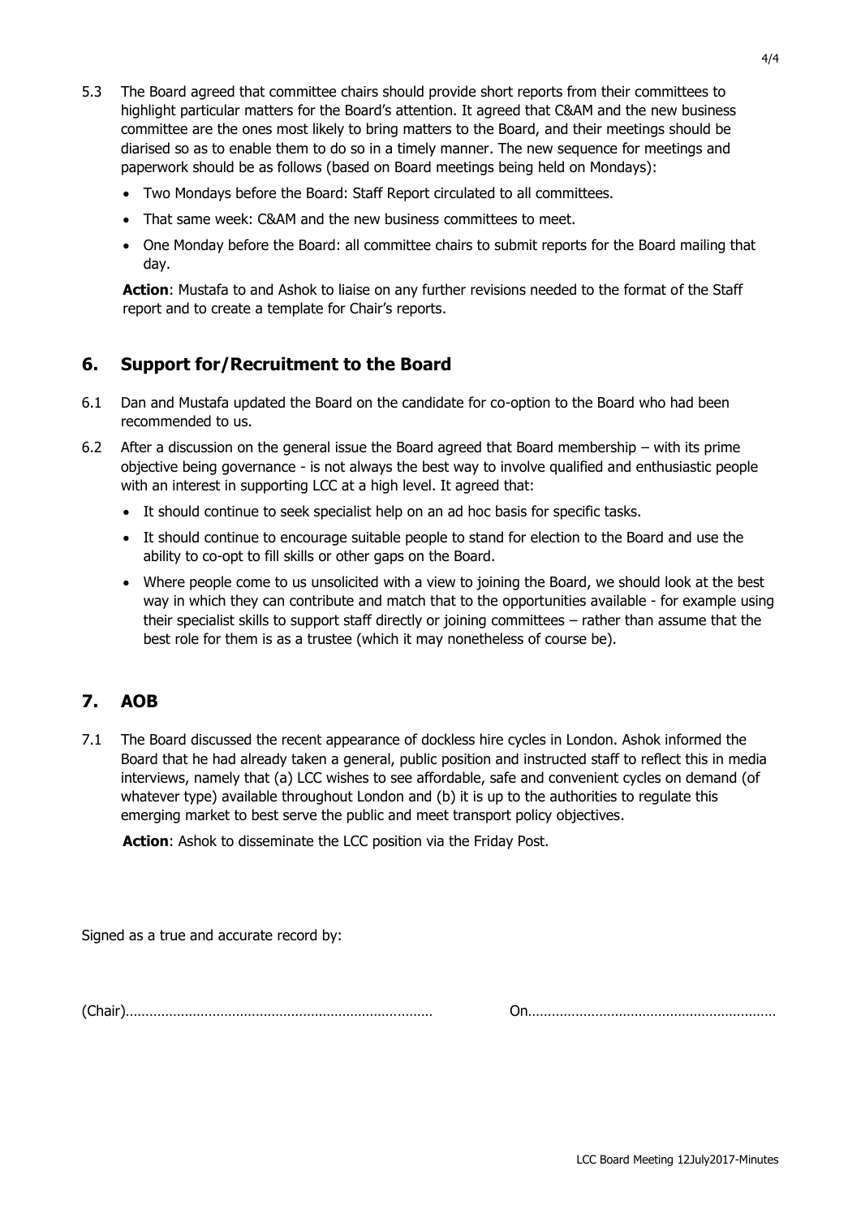5.3 The Board agreed that committee chairs should provide short reports from their committees to highlight particular matters for the Board's attention. It agreed that C&AM and the new business committee are the ones most likely to bring matters to the Board, and their meetings should be diarised so as to enable them to do so in a timely manner. The new sequence for meetings and paperwork should be as follows (based on Board meetings being held on Mondays):

- Two Mondays before the Board: Staff Report circulated to all committees.
- That same week: C&AM and the new business committees to meet.
- One Monday before the Board: all committee chairs to submit reports for the Board mailing that day.

**Action**: Mustafa to and Ashok to liaise on any further revisions needed to the format of the Staff report and to create a template for Chair's reports.

## 6. Support for/Recruitment to the Board

6.1 Dan and Mustafa updated the Board on the candidate for co-option to the Board who had been recommended to us.

6.2 After a discussion on the general issue the Board agreed that Board membership – with its prime objective being governance - is not always the best way to involve qualified and enthusiastic people with an interest in supporting LCC at a high level. It agreed that:

- It should continue to seek specialist help on an ad hoc basis for specific tasks.
- It should continue to encourage suitable people to stand for election to the Board and use the ability to co-opt to fill skills or other gaps on the Board.
- Where people come to us unsolicited with a view to joining the Board, we should look at the best way in which they can contribute and match that to the opportunities available - for example using their specialist skills to support staff directly or joining committees – rather than assume that the best role for them is as a trustee (which it may nonetheless of course be).

## 7. AOB

7.1 The Board discussed the recent appearance of dockless hire cycles in London. Ashok informed the Board that he had already taken a general, public position and instructed staff to reflect this in media interviews, namely that (a) LCC wishes to see affordable, safe and convenient cycles on demand (of whatever type) available throughout London and (b) it is up to the authorities to regulate this emerging market to best serve the public and meet transport policy objectives.

**Action**: Ashok to disseminate the LCC position via the Friday Post.

Signed as a true and accurate record by:

(Chair)…………………………………………………………………… On………………………………………………………